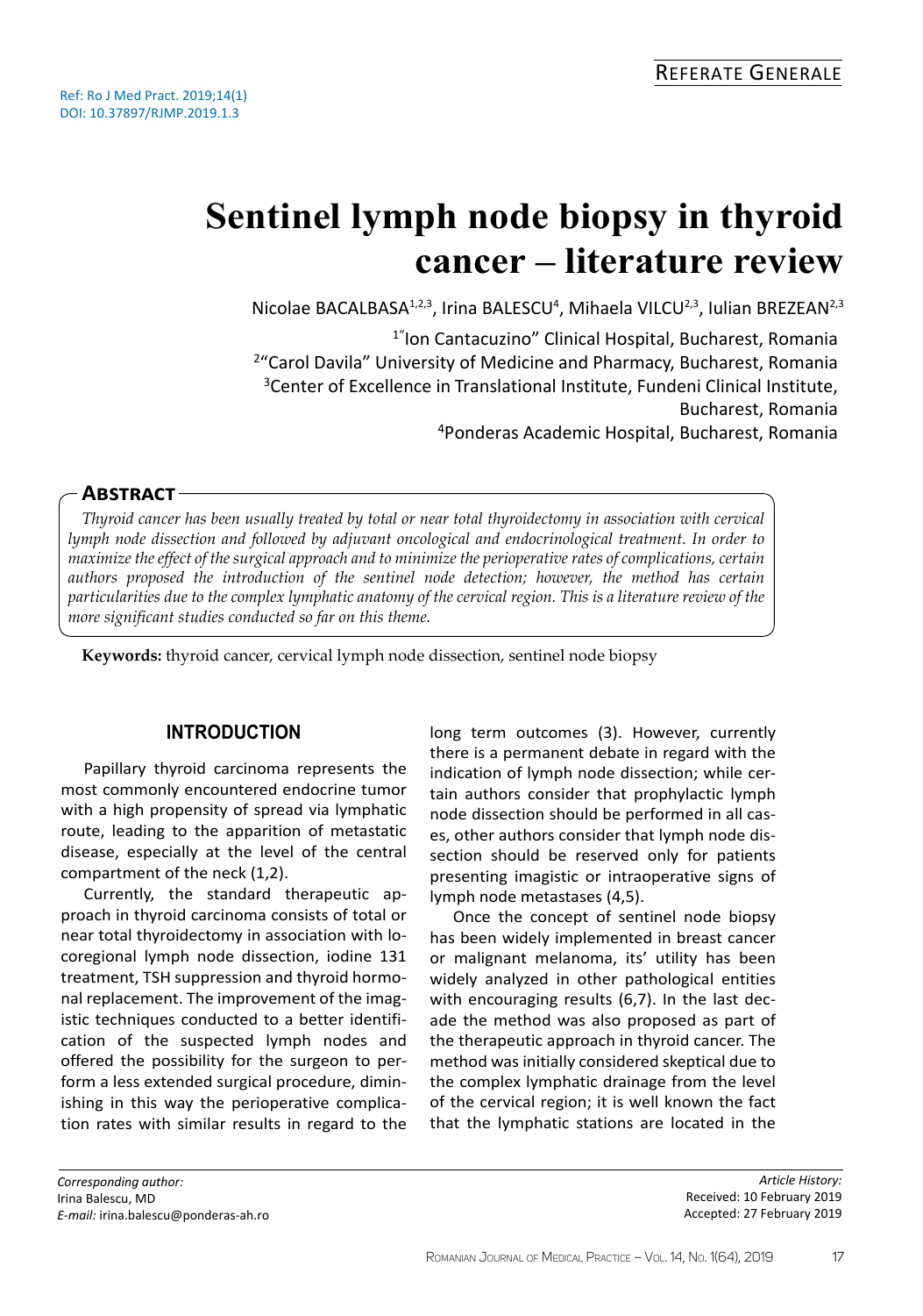Ref: Ro J Med Pract. 2019;14(1)
DOI: 10.37897/RJMP.2019.1.3

REFERATE GENERALE

# Sentinel lymph node biopsy in thyroid cancer – literature review

Nicolae BACALBASA[1,2,3], Irina BALESCU[4], Mihaela VILCU[2,3], Iulian BREZEAN[2,3]

[1]"Ion Cantacuzino" Clinical Hospital, Bucharest, Romania
[2]"Carol Davila" University of Medicine and Pharmacy, Bucharest, Romania
[3]Center of Excellence in Translational Institute, Fundeni Clinical Institute, Bucharest, Romania
[4]Ponderas Academic Hospital, Bucharest, Romania

## Abstract

*Thyroid cancer has been usually treated by total or near total thyroidectomy in association with cervical lymph node dissection and followed by adjuvant oncological and endocrinological treatment. In order to maximize the effect of the surgical approach and to minimize the perioperative rates of complications, certain authors proposed the introduction of the sentinel node detection; however, the method has certain particularities due to the complex lymphatic anatomy of the cervical region. This is a literature review of the more significant studies conducted so far on this theme.*

**Keywords:** thyroid cancer, cervical lymph node dissection, sentinel node biopsy

## INTRODUCTION

Papillary thyroid carcinoma represents the most commonly encountered endocrine tumor with a high propensity of spread via lymphatic route, leading to the apparition of metastatic disease, especially at the level of the central compartment of the neck (1,2).

Currently, the standard therapeutic approach in thyroid carcinoma consists of total or near total thyroidectomy in association with locoregional lymph node dissection, iodine 131 treatment, TSH suppression and thyroid hormonal replacement. The improvement of the imagistic techniques conducted to a better identification of the suspected lymph nodes and offered the possibility for the surgeon to perform a less extended surgical procedure, diminishing in this way the perioperative complication rates with similar results in regard to the long term outcomes (3). However, currently there is a permanent debate in regard with the indication of lymph node dissection; while certain authors consider that prophylactic lymph node dissection should be performed in all cases, other authors consider that lymph node dissection should be reserved only for patients presenting imagistic or intraoperative signs of lymph node metastases (4,5).

Once the concept of sentinel node biopsy has been widely implemented in breast cancer or malignant melanoma, its' utility has been widely analyzed in other pathological entities with encouraging results (6,7). In the last decade the method was also proposed as part of the therapeutic approach in thyroid cancer. The method was initially considered skeptical due to the complex lymphatic drainage from the level of the cervical region; it is well known the fact that the lymphatic stations are located in the

*Corresponding author:*
Irina Balescu, MD
*E-mail:* irina.balescu@ponderas-ah.ro

*Article History:*
Received: 10 February 2019
Accepted: 27 February 2019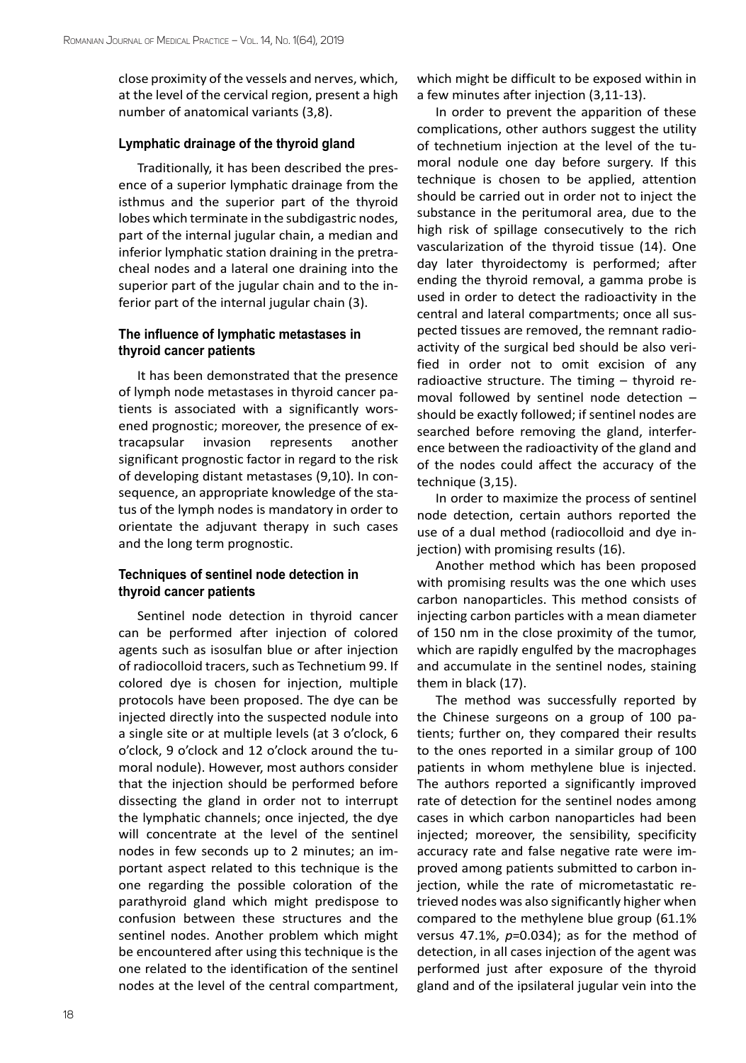close proximity of the vessels and nerves, which, at the level of the cervical region, present a high number of anatomical variants (3,8).

### Lymphatic drainage of the thyroid gland

Traditionally, it has been described the presence of a superior lymphatic drainage from the isthmus and the superior part of the thyroid lobes which terminate in the subdigastric nodes, part of the internal jugular chain, a median and inferior lymphatic station draining in the pretracheal nodes and a lateral one draining into the superior part of the jugular chain and to the inferior part of the internal jugular chain (3).

### The influence of lymphatic metastases in thyroid cancer patients

It has been demonstrated that the presence of lymph node metastases in thyroid cancer patients is associated with a significantly worsened prognostic; moreover, the presence of extracapsular invasion represents another significant prognostic factor in regard to the risk of developing distant metastases (9,10). In consequence, an appropriate knowledge of the status of the lymph nodes is mandatory in order to orientate the adjuvant therapy in such cases and the long term prognostic.

### Techniques of sentinel node detection in thyroid cancer patients

Sentinel node detection in thyroid cancer can be performed after injection of colored agents such as isosulfan blue or after injection of radiocolloid tracers, such as Technetium 99. If colored dye is chosen for injection, multiple protocols have been proposed. The dye can be injected directly into the suspected nodule into a single site or at multiple levels (at 3 o'clock, 6 o'clock, 9 o'clock and 12 o'clock around the tumoral nodule). However, most authors consider that the injection should be performed before dissecting the gland in order not to interrupt the lymphatic channels; once injected, the dye will concentrate at the level of the sentinel nodes in few seconds up to 2 minutes; an important aspect related to this technique is the one regarding the possible coloration of the parathyroid gland which might predispose to confusion between these structures and the sentinel nodes. Another problem which might be encountered after using this technique is the one related to the identification of the sentinel nodes at the level of the central compartment, which might be difficult to be exposed within in a few minutes after injection (3,11-13).

In order to prevent the apparition of these complications, other authors suggest the utility of technetium injection at the level of the tumoral nodule one day before surgery. If this technique is chosen to be applied, attention should be carried out in order not to inject the substance in the peritumoral area, due to the high risk of spillage consecutively to the rich vascularization of the thyroid tissue (14). One day later thyroidectomy is performed; after ending the thyroid removal, a gamma probe is used in order to detect the radioactivity in the central and lateral compartments; once all suspected tissues are removed, the remnant radioactivity of the surgical bed should be also verified in order not to omit excision of any radioactive structure. The timing – thyroid removal followed by sentinel node detection – should be exactly followed; if sentinel nodes are searched before removing the gland, interference between the radioactivity of the gland and of the nodes could affect the accuracy of the technique (3,15).

In order to maximize the process of sentinel node detection, certain authors reported the use of a dual method (radiocolloid and dye injection) with promising results (16).

Another method which has been proposed with promising results was the one which uses carbon nanoparticles. This method consists of injecting carbon particles with a mean diameter of 150 nm in the close proximity of the tumor, which are rapidly engulfed by the macrophages and accumulate in the sentinel nodes, staining them in black (17).

The method was successfully reported by the Chinese surgeons on a group of 100 patients; further on, they compared their results to the ones reported in a similar group of 100 patients in whom methylene blue is injected. The authors reported a significantly improved rate of detection for the sentinel nodes among cases in which carbon nanoparticles had been injected; moreover, the sensibility, specificity accuracy rate and false negative rate were improved among patients submitted to carbon injection, while the rate of micrometastatic retrieved nodes was also significantly higher when compared to the methylene blue group (61.1% versus 47.1%, $p$=0.034); as for the method of detection, in all cases injection of the agent was performed just after exposure of the thyroid gland and of the ipsilateral jugular vein into the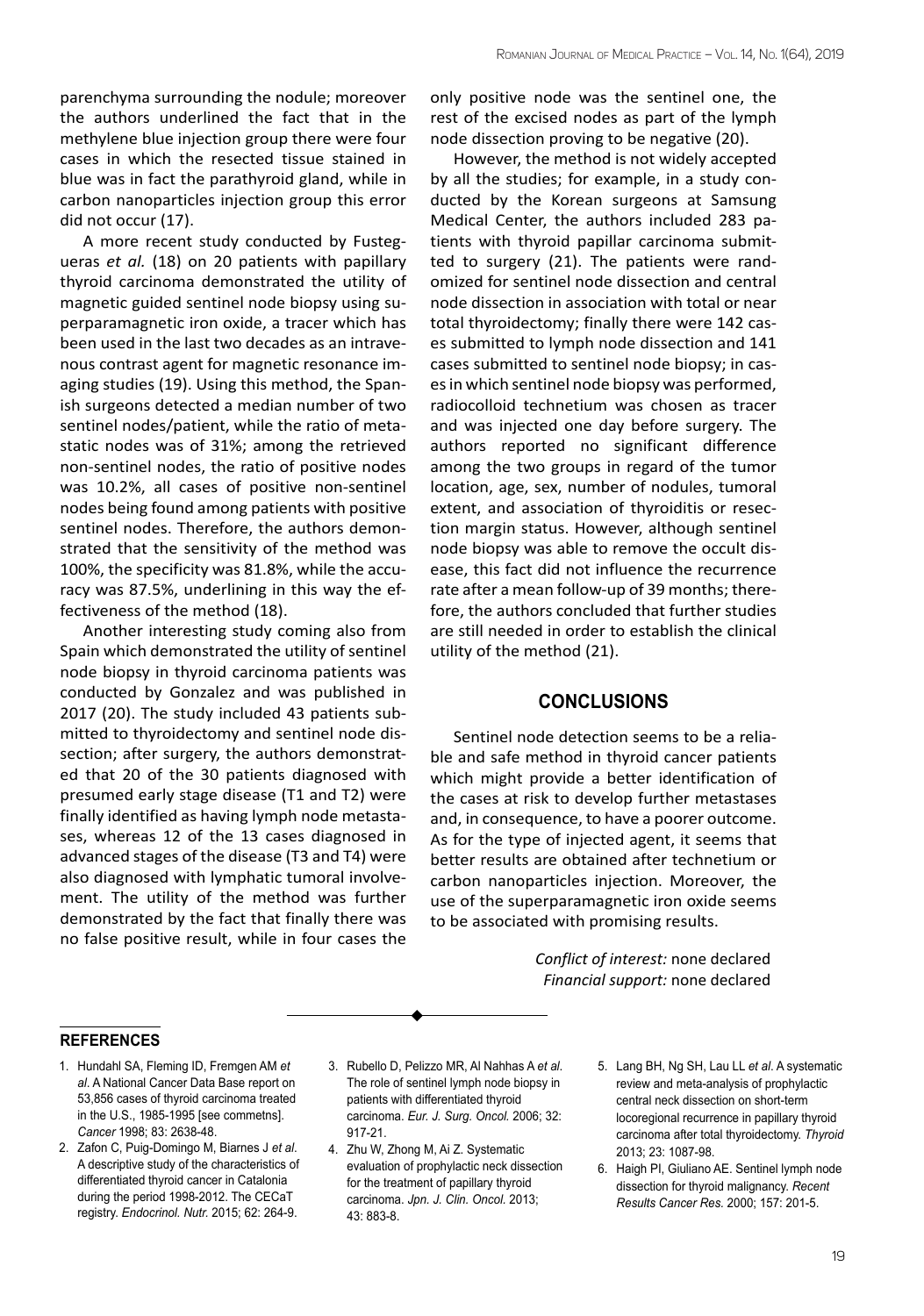parenchyma surrounding the nodule; moreover the authors underlined the fact that in the methylene blue injection group there were four cases in which the resected tissue stained in blue was in fact the parathyroid gland, while in carbon nanoparticles injection group this error did not occur (17).

A more recent study conducted by Fustegueras *et al.* (18) on 20 patients with papillary thyroid carcinoma demonstrated the utility of magnetic guided sentinel node biopsy using superparamagnetic iron oxide, a tracer which has been used in the last two decades as an intravenous contrast agent for magnetic resonance imaging studies (19). Using this method, the Spanish surgeons detected a median number of two sentinel nodes/patient, while the ratio of metastatic nodes was of 31%; among the retrieved non-sentinel nodes, the ratio of positive nodes was 10.2%, all cases of positive non-sentinel nodes being found among patients with positive sentinel nodes. Therefore, the authors demonstrated that the sensitivity of the method was 100%, the specificity was 81.8%, while the accuracy was 87.5%, underlining in this way the effectiveness of the method (18).

Another interesting study coming also from Spain which demonstrated the utility of sentinel node biopsy in thyroid carcinoma patients was conducted by Gonzalez and was published in 2017 (20). The study included 43 patients submitted to thyroidectomy and sentinel node dissection; after surgery, the authors demonstrated that 20 of the 30 patients diagnosed with presumed early stage disease (T1 and T2) were finally identified as having lymph node metastases, whereas 12 of the 13 cases diagnosed in advanced stages of the disease (T3 and T4) were also diagnosed with lymphatic tumoral involvement. The utility of the method was further demonstrated by the fact that finally there was no false positive result, while in four cases the only positive node was the sentinel one, the rest of the excised nodes as part of the lymph node dissection proving to be negative (20).

However, the method is not widely accepted by all the studies; for example, in a study conducted by the Korean surgeons at Samsung Medical Center, the authors included 283 patients with thyroid papillar carcinoma submitted to surgery (21). The patients were randomized for sentinel node dissection and central node dissection in association with total or near total thyroidectomy; finally there were 142 cases submitted to lymph node dissection and 141 cases submitted to sentinel node biopsy; in cases in which sentinel node biopsy was performed, radiocolloid technetium was chosen as tracer and was injected one day before surgery. The authors reported no significant difference among the two groups in regard of the tumor location, age, sex, number of nodules, tumoral extent, and association of thyroiditis or resection margin status. However, although sentinel node biopsy was able to remove the occult disease, this fact did not influence the recurrence rate after a mean follow-up of 39 months; therefore, the authors concluded that further studies are still needed in order to establish the clinical utility of the method (21).

## CONCLUSIONS

Sentinel node detection seems to be a reliable and safe method in thyroid cancer patients which might provide a better identification of the cases at risk to develop further metastases and, in consequence, to have a poorer outcome. As for the type of injected agent, it seems that better results are obtained after technetium or carbon nanoparticles injection. Moreover, the use of the superparamagnetic iron oxide seems to be associated with promising results.

*Conflict of interest:* none declared
*Financial support:* none declared

### REFERENCES

1. Hundahl SA, Fleming ID, Fremgen AM *et al.* A National Cancer Data Base report on 53,856 cases of thyroid carcinoma treated in the U.S., 1985-1995 [see commetns]. *Cancer* 1998; 83: 2638-48.
2. Zafon C, Puig-Domingo M, Biarnes J *et al.* A descriptive study of the characteristics of differentiated thyroid cancer in Catalonia during the period 1998-2012. The CECaT registry. *Endocrinol. Nutr.* 2015; 62: 264-9.
3. Rubello D, Pelizzo MR, Al Nahhas A *et al.* The role of sentinel lymph node biopsy in patients with differentiated thyroid carcinoma. *Eur. J. Surg. Oncol.* 2006; 32: 917-21.
4. Zhu W, Zhong M, Ai Z. Systematic evaluation of prophylactic neck dissection for the treatment of papillary thyroid carcinoma. *Jpn. J. Clin. Oncol.* 2013; 43: 883-8.
5. Lang BH, Ng SH, Lau LL *et al.* A systematic review and meta-analysis of prophylactic central neck dissection on short-term locoregional recurrence in papillary thyroid carcinoma after total thyroidectomy. *Thyroid* 2013; 23: 1087-98.
6. Haigh PI, Giuliano AE. Sentinel lymph node dissection for thyroid malignancy. *Recent Results Cancer Res.* 2000; 157: 201-5.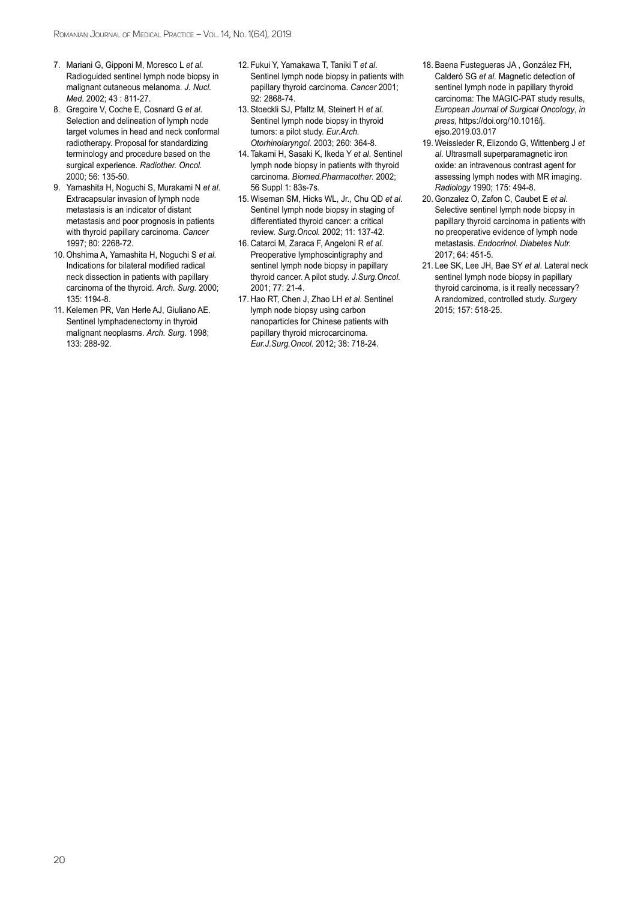7. Mariani G, Gipponi M, Moresco L *et al.* Radioguided sentinel lymph node biopsy in malignant cutaneous melanoma. *J. Nucl. Med.* 2002; 43 : 811-27.
8. Gregoire V, Coche E, Cosnard G *et al.* Selection and delineation of lymph node target volumes in head and neck conformal radiotherapy. Proposal for standardizing terminology and procedure based on the surgical experience. *Radiother. Oncol.* 2000; 56: 135-50.
9. Yamashita H, Noguchi S, Murakami N *et al*. Extracapsular invasion of lymph node metastasis is an indicator of distant metastasis and poor prognosis in patients with thyroid papillary carcinoma. *Cancer* 1997; 80: 2268-72.
10. Ohshima A, Yamashita H, Noguchi S *et al.* Indications for bilateral modified radical neck dissection in patients with papillary carcinoma of the thyroid. *Arch. Surg.* 2000; 135: 1194-8.
11. Kelemen PR, Van Herle AJ, Giuliano AE. Sentinel lymphadenectomy in thyroid malignant neoplasms. *Arch. Surg.* 1998; 133: 288-92.
12. Fukui Y, Yamakawa T, Taniki T *et al*. Sentinel lymph node biopsy in patients with papillary thyroid carcinoma. *Cancer* 2001; 92: 2868-74.
13. Stoeckli SJ, Pfaltz M, Steinert H *et al.* Sentinel lymph node biopsy in thyroid tumors: a pilot study. *Eur.Arch. Otorhinolaryngol.* 2003; 260: 364-8.
14. Takami H, Sasaki K, Ikeda Y *et al*. Sentinel lymph node biopsy in patients with thyroid carcinoma. *Biomed.Pharmacother.* 2002; 56 Suppl 1: 83s-7s.
15. Wiseman SM, Hicks WL, Jr., Chu QD *et al*. Sentinel lymph node biopsy in staging of differentiated thyroid cancer: a critical review. *Surg.Oncol.* 2002; 11: 137-42.
16. Catarci M, Zaraca F, Angeloni R *et al*. Preoperative lymphoscintigraphy and sentinel lymph node biopsy in papillary thyroid cancer. A pilot study. *J.Surg.Oncol.* 2001; 77: 21-4.
17. Hao RT, Chen J, Zhao LH *et al*. Sentinel lymph node biopsy using carbon nanoparticles for Chinese patients with papillary thyroid microcarcinoma. *Eur.J.Surg.Oncol.* 2012; 38: 718-24.
18. Baena Fustegueras JA , González FH, Calderó SG *et al.* Magnetic detection of sentinel lymph node in papillary thyroid carcinoma: The MAGIC-PAT study results, *European Journal of Surgical Oncology*, *in press,* https://doi.org/10.1016/j.ejso.2019.03.017
19. Weissleder R, Elizondo G, Wittenberg J *et al*. Ultrasmall superparamagnetic iron oxide: an intravenous contrast agent for assessing lymph nodes with MR imaging. *Radiology* 1990; 175: 494-8.
20. Gonzalez O, Zafon C, Caubet E *et al*. Selective sentinel lymph node biopsy in papillary thyroid carcinoma in patients with no preoperative evidence of lymph node metastasis. *Endocrinol. Diabetes Nutr.* 2017; 64: 451-5.
21. Lee SK, Lee JH, Bae SY *et al.* Lateral neck sentinel lymph node biopsy in papillary thyroid carcinoma, is it really necessary? A randomized, controlled study. *Surgery* 2015; 157: 518-25.